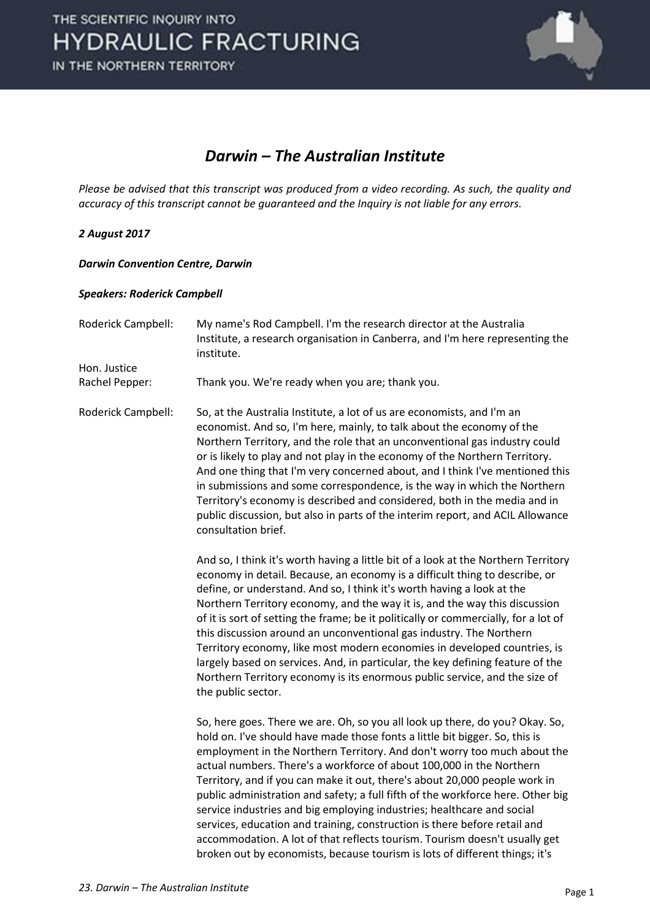# *Darwin – The Australian Institute*

*Please be advised that this transcript was produced from a video recording. As such, the quality and accuracy of this transcript cannot be guaranteed and the Inquiry is not liable for any errors.*

***2 August 2017***

***Darwin Convention Centre, Darwin***

***Speakers: Roderick Campbell***

Roderick Campbell: My name's Rod Campbell. I'm the research director at the Australia Institute, a research organisation in Canberra, and I'm here representing the institute.

Hon. Justice Rachel Pepper: Thank you. We're ready when you are; thank you.

Roderick Campbell: So, at the Australia Institute, a lot of us are economists, and I'm an economist. And so, I'm here, mainly, to talk about the economy of the Northern Territory, and the role that an unconventional gas industry could or is likely to play and not play in the economy of the Northern Territory. And one thing that I'm very concerned about, and I think I've mentioned this in submissions and some correspondence, is the way in which the Northern Territory's economy is described and considered, both in the media and in public discussion, but also in parts of the interim report, and ACIL Allowance consultation brief.

And so, I think it's worth having a little bit of a look at the Northern Territory economy in detail. Because, an economy is a difficult thing to describe, or define, or understand. And so, I think it's worth having a look at the Northern Territory economy, and the way it is, and the way this discussion of it is sort of setting the frame; be it politically or commercially, for a lot of this discussion around an unconventional gas industry. The Northern Territory economy, like most modern economies in developed countries, is largely based on services. And, in particular, the key defining feature of the Northern Territory economy is its enormous public service, and the size of the public sector.

So, here goes. There we are. Oh, so you all look up there, do you? Okay. So, hold on. I've should have made those fonts a little bit bigger. So, this is employment in the Northern Territory. And don't worry too much about the actual numbers. There's a workforce of about 100,000 in the Northern Territory, and if you can make it out, there's about 20,000 people work in public administration and safety; a full fifth of the workforce here. Other big service industries and big employing industries; healthcare and social services, education and training, construction is there before retail and accommodation. A lot of that reflects tourism. Tourism doesn't usually get broken out by economists, because tourism is lots of different things; it's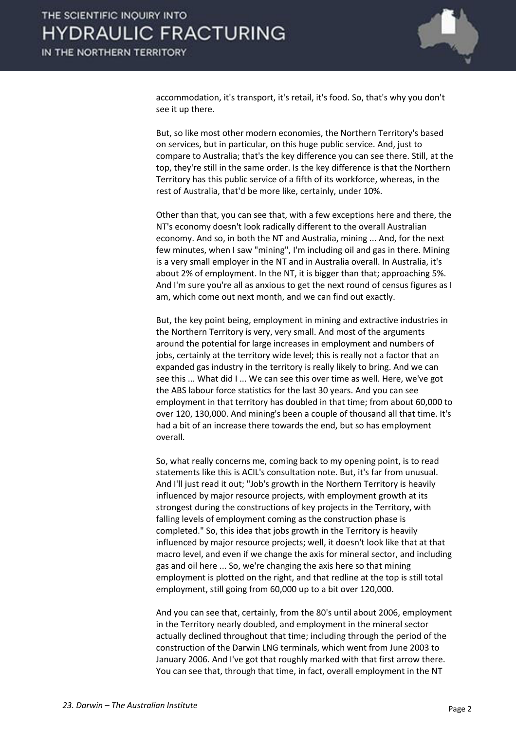accommodation, it's transport, it's retail, it's food. So, that's why you don't see it up there.

But, so like most other modern economies, the Northern Territory's based on services, but in particular, on this huge public service. And, just to compare to Australia; that's the key difference you can see there. Still, at the top, they're still in the same order. Is the key difference is that the Northern Territory has this public service of a fifth of its workforce, whereas, in the rest of Australia, that'd be more like, certainly, under 10%.

Other than that, you can see that, with a few exceptions here and there, the NT's economy doesn't look radically different to the overall Australian economy. And so, in both the NT and Australia, mining ... And, for the next few minutes, when I saw "mining", I'm including oil and gas in there. Mining is a very small employer in the NT and in Australia overall. In Australia, it's about 2% of employment. In the NT, it is bigger than that; approaching 5%. And I'm sure you're all as anxious to get the next round of census figures as I am, which come out next month, and we can find out exactly.

But, the key point being, employment in mining and extractive industries in the Northern Territory is very, very small. And most of the arguments around the potential for large increases in employment and numbers of jobs, certainly at the territory wide level; this is really not a factor that an expanded gas industry in the territory is really likely to bring. And we can see this ... What did I ... We can see this over time as well. Here, we've got the ABS labour force statistics for the last 30 years. And you can see employment in that territory has doubled in that time; from about 60,000 to over 120, 130,000. And mining's been a couple of thousand all that time. It's had a bit of an increase there towards the end, but so has employment overall.

So, what really concerns me, coming back to my opening point, is to read statements like this is ACIL's consultation note. But, it's far from unusual. And I'll just read it out; "Job's growth in the Northern Territory is heavily influenced by major resource projects, with employment growth at its strongest during the constructions of key projects in the Territory, with falling levels of employment coming as the construction phase is completed." So, this idea that jobs growth in the Territory is heavily influenced by major resource projects; well, it doesn't look like that at that macro level, and even if we change the axis for mineral sector, and including gas and oil here ... So, we're changing the axis here so that mining employment is plotted on the right, and that redline at the top is still total employment, still going from 60,000 up to a bit over 120,000.

And you can see that, certainly, from the 80's until about 2006, employment in the Territory nearly doubled, and employment in the mineral sector actually declined throughout that time; including through the period of the construction of the Darwin LNG terminals, which went from June 2003 to January 2006. And I've got that roughly marked with that first arrow there. You can see that, through that time, in fact, overall employment in the NT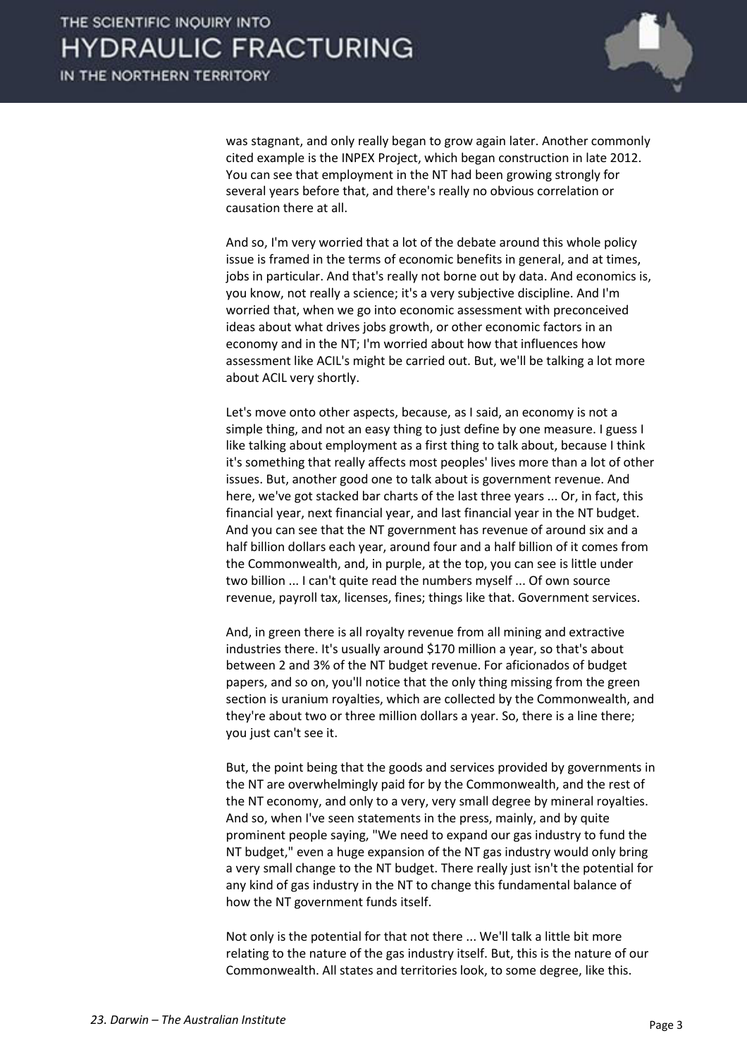was stagnant, and only really began to grow again later. Another commonly cited example is the INPEX Project, which began construction in late 2012. You can see that employment in the NT had been growing strongly for several years before that, and there's really no obvious correlation or causation there at all.

And so, I'm very worried that a lot of the debate around this whole policy issue is framed in the terms of economic benefits in general, and at times, jobs in particular. And that's really not borne out by data. And economics is, you know, not really a science; it's a very subjective discipline. And I'm worried that, when we go into economic assessment with preconceived ideas about what drives jobs growth, or other economic factors in an economy and in the NT; I'm worried about how that influences how assessment like ACIL's might be carried out. But, we'll be talking a lot more about ACIL very shortly.

Let's move onto other aspects, because, as I said, an economy is not a simple thing, and not an easy thing to just define by one measure. I guess I like talking about employment as a first thing to talk about, because I think it's something that really affects most peoples' lives more than a lot of other issues. But, another good one to talk about is government revenue. And here, we've got stacked bar charts of the last three years ... Or, in fact, this financial year, next financial year, and last financial year in the NT budget. And you can see that the NT government has revenue of around six and a half billion dollars each year, around four and a half billion of it comes from the Commonwealth, and, in purple, at the top, you can see is little under two billion ... I can't quite read the numbers myself ... Of own source revenue, payroll tax, licenses, fines; things like that. Government services.

And, in green there is all royalty revenue from all mining and extractive industries there. It's usually around $170 million a year, so that's about between 2 and 3% of the NT budget revenue. For aficionados of budget papers, and so on, you'll notice that the only thing missing from the green section is uranium royalties, which are collected by the Commonwealth, and they're about two or three million dollars a year. So, there is a line there; you just can't see it.

But, the point being that the goods and services provided by governments in the NT are overwhelmingly paid for by the Commonwealth, and the rest of the NT economy, and only to a very, very small degree by mineral royalties. And so, when I've seen statements in the press, mainly, and by quite prominent people saying, "We need to expand our gas industry to fund the NT budget," even a huge expansion of the NT gas industry would only bring a very small change to the NT budget. There really just isn't the potential for any kind of gas industry in the NT to change this fundamental balance of how the NT government funds itself.

Not only is the potential for that not there ... We'll talk a little bit more relating to the nature of the gas industry itself. But, this is the nature of our Commonwealth. All states and territories look, to some degree, like this.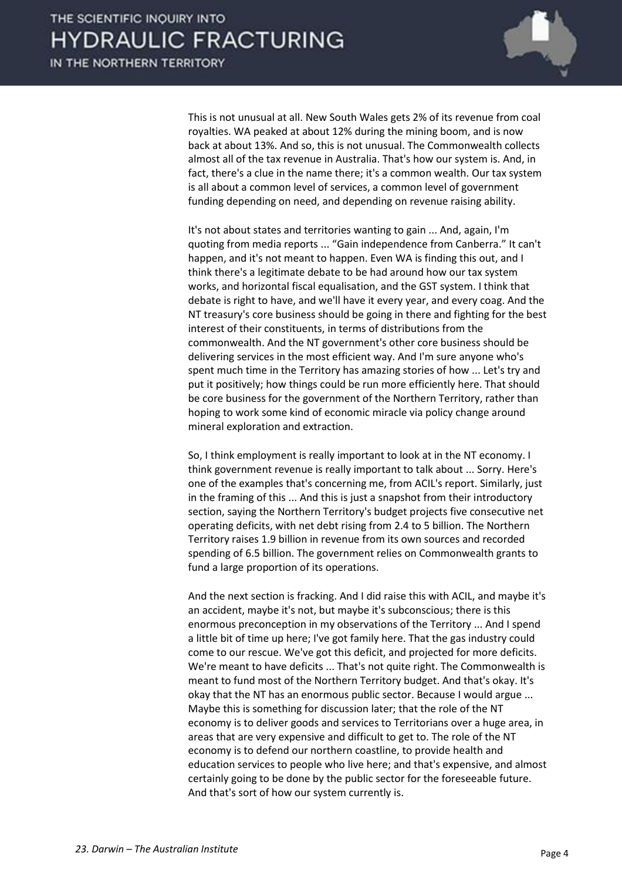This is not unusual at all. New South Wales gets 2% of its revenue from coal royalties. WA peaked at about 12% during the mining boom, and is now back at about 13%. And so, this is not unusual. The Commonwealth collects almost all of the tax revenue in Australia. That's how our system is. And, in fact, there's a clue in the name there; it's a common wealth. Our tax system is all about a common level of services, a common level of government funding depending on need, and depending on revenue raising ability.

It's not about states and territories wanting to gain ... And, again, I'm quoting from media reports ... "Gain independence from Canberra." It can't happen, and it's not meant to happen. Even WA is finding this out, and I think there's a legitimate debate to be had around how our tax system works, and horizontal fiscal equalisation, and the GST system. I think that debate is right to have, and we'll have it every year, and every coag. And the NT treasury's core business should be going in there and fighting for the best interest of their constituents, in terms of distributions from the commonwealth. And the NT government's other core business should be delivering services in the most efficient way. And I'm sure anyone who's spent much time in the Territory has amazing stories of how ... Let's try and put it positively; how things could be run more efficiently here. That should be core business for the government of the Northern Territory, rather than hoping to work some kind of economic miracle via policy change around mineral exploration and extraction.

So, I think employment is really important to look at in the NT economy. I think government revenue is really important to talk about ... Sorry. Here's one of the examples that's concerning me, from ACIL's report. Similarly, just in the framing of this ... And this is just a snapshot from their introductory section, saying the Northern Territory's budget projects five consecutive net operating deficits, with net debt rising from 2.4 to 5 billion. The Northern Territory raises 1.9 billion in revenue from its own sources and recorded spending of 6.5 billion. The government relies on Commonwealth grants to fund a large proportion of its operations.

And the next section is fracking. And I did raise this with ACIL, and maybe it's an accident, maybe it's not, but maybe it's subconscious; there is this enormous preconception in my observations of the Territory ... And I spend a little bit of time up here; I've got family here. That the gas industry could come to our rescue. We've got this deficit, and projected for more deficits. We're meant to have deficits ... That's not quite right. The Commonwealth is meant to fund most of the Northern Territory budget. And that's okay. It's okay that the NT has an enormous public sector. Because I would argue ... Maybe this is something for discussion later; that the role of the NT economy is to deliver goods and services to Territorians over a huge area, in areas that are very expensive and difficult to get to. The role of the NT economy is to defend our northern coastline, to provide health and education services to people who live here; and that's expensive, and almost certainly going to be done by the public sector for the foreseeable future. And that's sort of how our system currently is.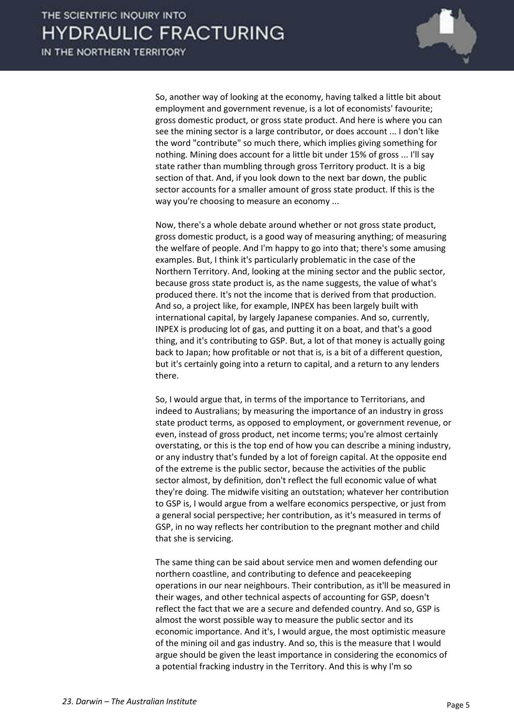So, another way of looking at the economy, having talked a little bit about employment and government revenue, is a lot of economists' favourite; gross domestic product, or gross state product. And here is where you can see the mining sector is a large contributor, or does account ... I don't like the word "contribute" so much there, which implies giving something for nothing. Mining does account for a little bit under 15% of gross ... I'll say state rather than mumbling through gross Territory product. It is a big section of that. And, if you look down to the next bar down, the public sector accounts for a smaller amount of gross state product. If this is the way you're choosing to measure an economy ...

Now, there's a whole debate around whether or not gross state product, gross domestic product, is a good way of measuring anything; of measuring the welfare of people. And I'm happy to go into that; there's some amusing examples. But, I think it's particularly problematic in the case of the Northern Territory. And, looking at the mining sector and the public sector, because gross state product is, as the name suggests, the value of what's produced there. It's not the income that is derived from that production. And so, a project like, for example, INPEX has been largely built with international capital, by largely Japanese companies. And so, currently, INPEX is producing lot of gas, and putting it on a boat, and that's a good thing, and it's contributing to GSP. But, a lot of that money is actually going back to Japan; how profitable or not that is, is a bit of a different question, but it's certainly going into a return to capital, and a return to any lenders there.

So, I would argue that, in terms of the importance to Territorians, and indeed to Australians; by measuring the importance of an industry in gross state product terms, as opposed to employment, or government revenue, or even, instead of gross product, net income terms; you're almost certainly overstating, or this is the top end of how you can describe a mining industry, or any industry that's funded by a lot of foreign capital. At the opposite end of the extreme is the public sector, because the activities of the public sector almost, by definition, don't reflect the full economic value of what they're doing. The midwife visiting an outstation; whatever her contribution to GSP is, I would argue from a welfare economics perspective, or just from a general social perspective; her contribution, as it's measured in terms of GSP, in no way reflects her contribution to the pregnant mother and child that she is servicing.

The same thing can be said about service men and women defending our northern coastline, and contributing to defence and peacekeeping operations in our near neighbours. Their contribution, as it'll be measured in their wages, and other technical aspects of accounting for GSP, doesn't reflect the fact that we are a secure and defended country. And so, GSP is almost the worst possible way to measure the public sector and its economic importance. And it's, I would argue, the most optimistic measure of the mining oil and gas industry. And so, this is the measure that I would argue should be given the least importance in considering the economics of a potential fracking industry in the Territory. And this is why I'm so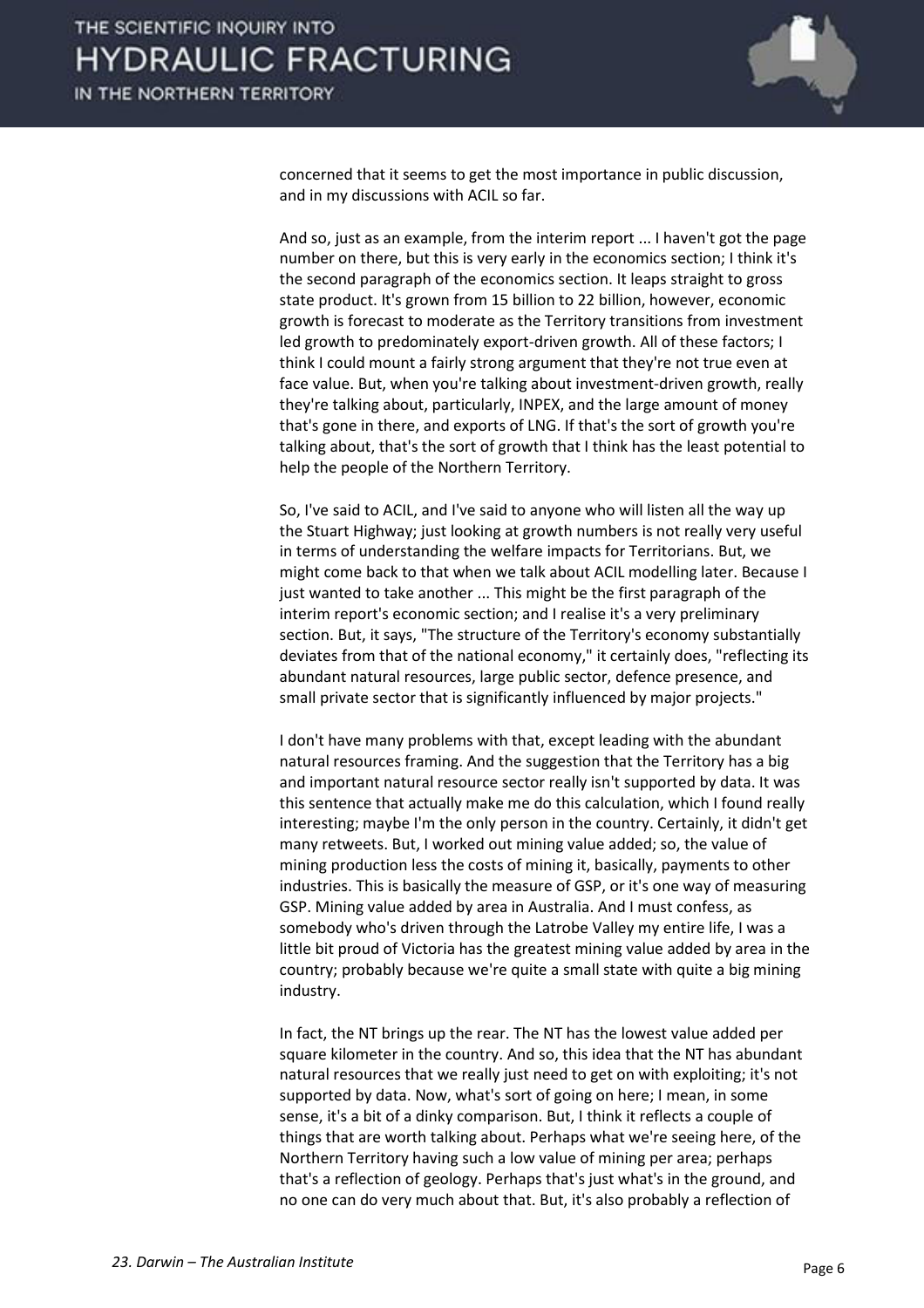concerned that it seems to get the most importance in public discussion, and in my discussions with ACIL so far.

And so, just as an example, from the interim report ... I haven't got the page number on there, but this is very early in the economics section; I think it's the second paragraph of the economics section. It leaps straight to gross state product. It's grown from 15 billion to 22 billion, however, economic growth is forecast to moderate as the Territory transitions from investment led growth to predominately export-driven growth. All of these factors; I think I could mount a fairly strong argument that they're not true even at face value. But, when you're talking about investment-driven growth, really they're talking about, particularly, INPEX, and the large amount of money that's gone in there, and exports of LNG. If that's the sort of growth you're talking about, that's the sort of growth that I think has the least potential to help the people of the Northern Territory.

So, I've said to ACIL, and I've said to anyone who will listen all the way up the Stuart Highway; just looking at growth numbers is not really very useful in terms of understanding the welfare impacts for Territorians. But, we might come back to that when we talk about ACIL modelling later. Because I just wanted to take another ... This might be the first paragraph of the interim report's economic section; and I realise it's a very preliminary section. But, it says, "The structure of the Territory's economy substantially deviates from that of the national economy," it certainly does, "reflecting its abundant natural resources, large public sector, defence presence, and small private sector that is significantly influenced by major projects."

I don't have many problems with that, except leading with the abundant natural resources framing. And the suggestion that the Territory has a big and important natural resource sector really isn't supported by data. It was this sentence that actually make me do this calculation, which I found really interesting; maybe I'm the only person in the country. Certainly, it didn't get many retweets. But, I worked out mining value added; so, the value of mining production less the costs of mining it, basically, payments to other industries. This is basically the measure of GSP, or it's one way of measuring GSP. Mining value added by area in Australia. And I must confess, as somebody who's driven through the Latrobe Valley my entire life, I was a little bit proud of Victoria has the greatest mining value added by area in the country; probably because we're quite a small state with quite a big mining industry.

In fact, the NT brings up the rear. The NT has the lowest value added per square kilometer in the country. And so, this idea that the NT has abundant natural resources that we really just need to get on with exploiting; it's not supported by data. Now, what's sort of going on here; I mean, in some sense, it's a bit of a dinky comparison. But, I think it reflects a couple of things that are worth talking about. Perhaps what we're seeing here, of the Northern Territory having such a low value of mining per area; perhaps that's a reflection of geology. Perhaps that's just what's in the ground, and no one can do very much about that. But, it's also probably a reflection of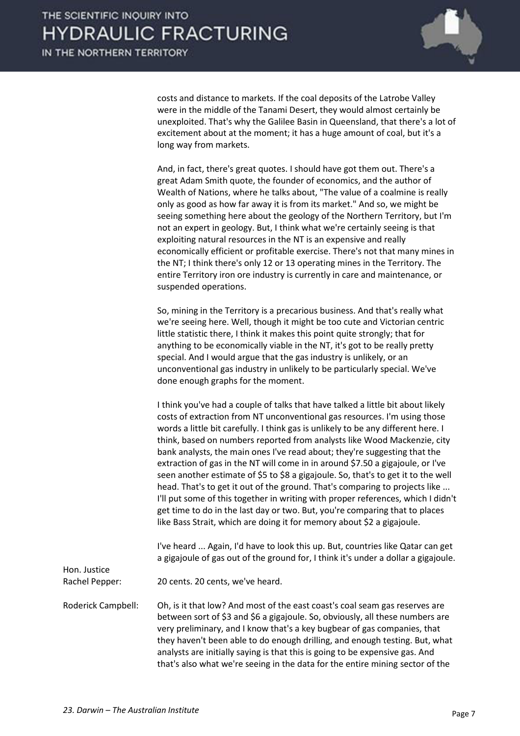costs and distance to markets. If the coal deposits of the Latrobe Valley were in the middle of the Tanami Desert, they would almost certainly be unexploited. That's why the Galilee Basin in Queensland, that there's a lot of excitement about at the moment; it has a huge amount of coal, but it's a long way from markets.

And, in fact, there's great quotes. I should have got them out. There's a great Adam Smith quote, the founder of economics, and the author of Wealth of Nations, where he talks about, "The value of a coalmine is really only as good as how far away it is from its market." And so, we might be seeing something here about the geology of the Northern Territory, but I'm not an expert in geology. But, I think what we're certainly seeing is that exploiting natural resources in the NT is an expensive and really economically efficient or profitable exercise. There's not that many mines in the NT; I think there's only 12 or 13 operating mines in the Territory. The entire Territory iron ore industry is currently in care and maintenance, or suspended operations.

So, mining in the Territory is a precarious business. And that's really what we're seeing here. Well, though it might be too cute and Victorian centric little statistic there, I think it makes this point quite strongly; that for anything to be economically viable in the NT, it's got to be really pretty special. And I would argue that the gas industry is unlikely, or an unconventional gas industry in unlikely to be particularly special. We've done enough graphs for the moment.

I think you've had a couple of talks that have talked a little bit about likely costs of extraction from NT unconventional gas resources. I'm using those words a little bit carefully. I think gas is unlikely to be any different here. I think, based on numbers reported from analysts like Wood Mackenzie, city bank analysts, the main ones I've read about; they're suggesting that the extraction of gas in the NT will come in in around $7.50 a gigajoule, or I've seen another estimate of $5 to $8 a gigajoule. So, that's to get it to the well head. That's to get it out of the ground. That's comparing to projects like ... I'll put some of this together in writing with proper references, which I didn't get time to do in the last day or two. But, you're comparing that to places like Bass Strait, which are doing it for memory about $2 a gigajoule.

I've heard ... Again, I'd have to look this up. But, countries like Qatar can get a gigajoule of gas out of the ground for, I think it's under a dollar a gigajoule.

Hon. Justice Rachel Pepper: 20 cents. 20 cents, we've heard.

Roderick Campbell: Oh, is it that low? And most of the east coast's coal seam gas reserves are between sort of $3 and $6 a gigajoule. So, obviously, all these numbers are very preliminary, and I know that's a key bugbear of gas companies, that they haven't been able to do enough drilling, and enough testing. But, what analysts are initially saying is that this is going to be expensive gas. And that's also what we're seeing in the data for the entire mining sector of the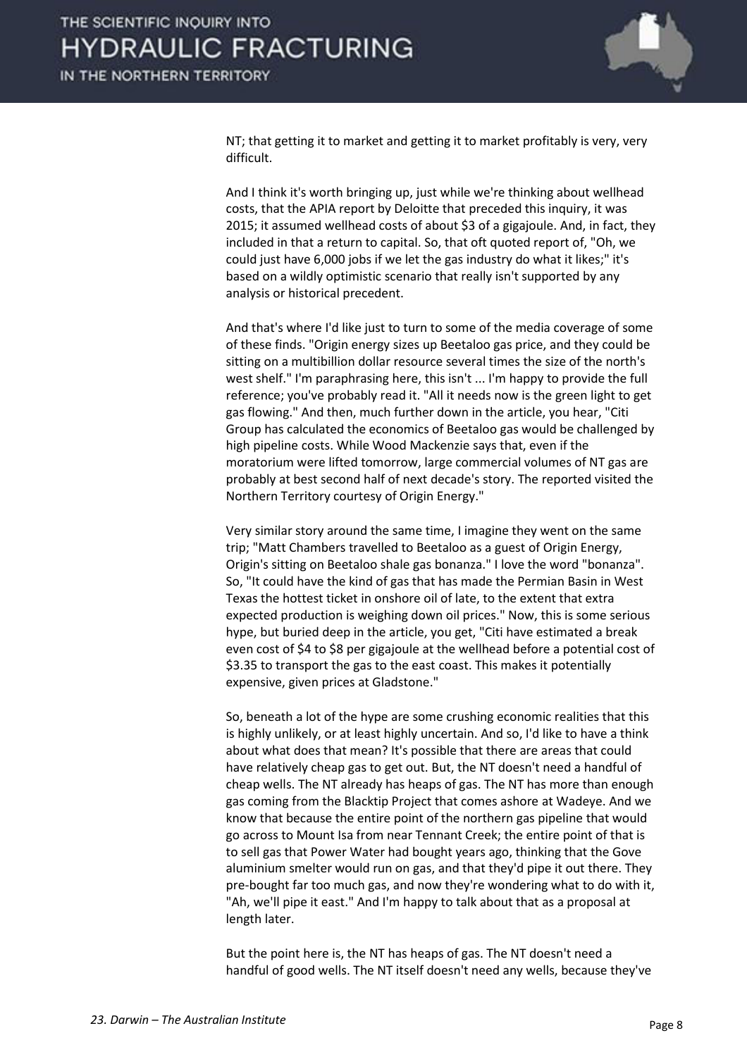NT; that getting it to market and getting it to market profitably is very, very difficult.

And I think it's worth bringing up, just while we're thinking about wellhead costs, that the APIA report by Deloitte that preceded this inquiry, it was 2015; it assumed wellhead costs of about $3 of a gigajoule. And, in fact, they included in that a return to capital. So, that oft quoted report of, "Oh, we could just have 6,000 jobs if we let the gas industry do what it likes;" it's based on a wildly optimistic scenario that really isn't supported by any analysis or historical precedent.

And that's where I'd like just to turn to some of the media coverage of some of these finds. "Origin energy sizes up Beetaloo gas price, and they could be sitting on a multibillion dollar resource several times the size of the north's west shelf." I'm paraphrasing here, this isn't ... I'm happy to provide the full reference; you've probably read it. "All it needs now is the green light to get gas flowing." And then, much further down in the article, you hear, "Citi Group has calculated the economics of Beetaloo gas would be challenged by high pipeline costs. While Wood Mackenzie says that, even if the moratorium were lifted tomorrow, large commercial volumes of NT gas are probably at best second half of next decade's story. The reported visited the Northern Territory courtesy of Origin Energy."

Very similar story around the same time, I imagine they went on the same trip; "Matt Chambers travelled to Beetaloo as a guest of Origin Energy, Origin's sitting on Beetaloo shale gas bonanza." I love the word "bonanza". So, "It could have the kind of gas that has made the Permian Basin in West Texas the hottest ticket in onshore oil of late, to the extent that extra expected production is weighing down oil prices." Now, this is some serious hype, but buried deep in the article, you get, "Citi have estimated a break even cost of $4 to $8 per gigajoule at the wellhead before a potential cost of $3.35 to transport the gas to the east coast. This makes it potentially expensive, given prices at Gladstone."

So, beneath a lot of the hype are some crushing economic realities that this is highly unlikely, or at least highly uncertain. And so, I'd like to have a think about what does that mean? It's possible that there are areas that could have relatively cheap gas to get out. But, the NT doesn't need a handful of cheap wells. The NT already has heaps of gas. The NT has more than enough gas coming from the Blacktip Project that comes ashore at Wadeye. And we know that because the entire point of the northern gas pipeline that would go across to Mount Isa from near Tennant Creek; the entire point of that is to sell gas that Power Water had bought years ago, thinking that the Gove aluminium smelter would run on gas, and that they'd pipe it out there. They pre-bought far too much gas, and now they're wondering what to do with it, "Ah, we'll pipe it east." And I'm happy to talk about that as a proposal at length later.

But the point here is, the NT has heaps of gas. The NT doesn't need a handful of good wells. The NT itself doesn't need any wells, because they've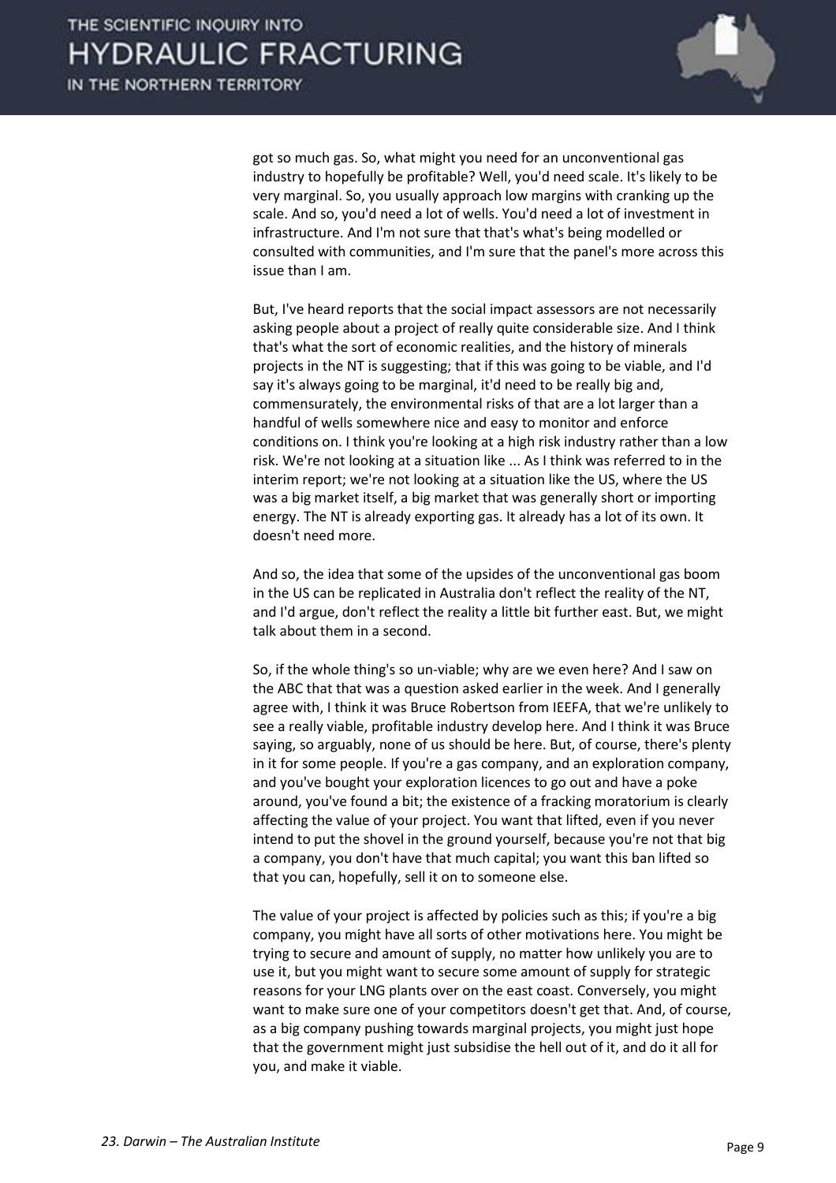got so much gas. So, what might you need for an unconventional gas industry to hopefully be profitable? Well, you'd need scale. It's likely to be very marginal. So, you usually approach low margins with cranking up the scale. And so, you'd need a lot of wells. You'd need a lot of investment in infrastructure. And I'm not sure that that's what's being modelled or consulted with communities, and I'm sure that the panel's more across this issue than I am.

But, I've heard reports that the social impact assessors are not necessarily asking people about a project of really quite considerable size. And I think that's what the sort of economic realities, and the history of minerals projects in the NT is suggesting; that if this was going to be viable, and I'd say it's always going to be marginal, it'd need to be really big and, commensurately, the environmental risks of that are a lot larger than a handful of wells somewhere nice and easy to monitor and enforce conditions on. I think you're looking at a high risk industry rather than a low risk. We're not looking at a situation like ... As I think was referred to in the interim report; we're not looking at a situation like the US, where the US was a big market itself, a big market that was generally short or importing energy. The NT is already exporting gas. It already has a lot of its own. It doesn't need more.

And so, the idea that some of the upsides of the unconventional gas boom in the US can be replicated in Australia don't reflect the reality of the NT, and I'd argue, don't reflect the reality a little bit further east. But, we might talk about them in a second.

So, if the whole thing's so un-viable; why are we even here? And I saw on the ABC that that was a question asked earlier in the week. And I generally agree with, I think it was Bruce Robertson from IEEFA, that we're unlikely to see a really viable, profitable industry develop here. And I think it was Bruce saying, so arguably, none of us should be here. But, of course, there's plenty in it for some people. If you're a gas company, and an exploration company, and you've bought your exploration licences to go out and have a poke around, you've found a bit; the existence of a fracking moratorium is clearly affecting the value of your project. You want that lifted, even if you never intend to put the shovel in the ground yourself, because you're not that big a company, you don't have that much capital; you want this ban lifted so that you can, hopefully, sell it on to someone else.

The value of your project is affected by policies such as this; if you're a big company, you might have all sorts of other motivations here. You might be trying to secure and amount of supply, no matter how unlikely you are to use it, but you might want to secure some amount of supply for strategic reasons for your LNG plants over on the east coast. Conversely, you might want to make sure one of your competitors doesn't get that. And, of course, as a big company pushing towards marginal projects, you might just hope that the government might just subsidise the hell out of it, and do it all for you, and make it viable.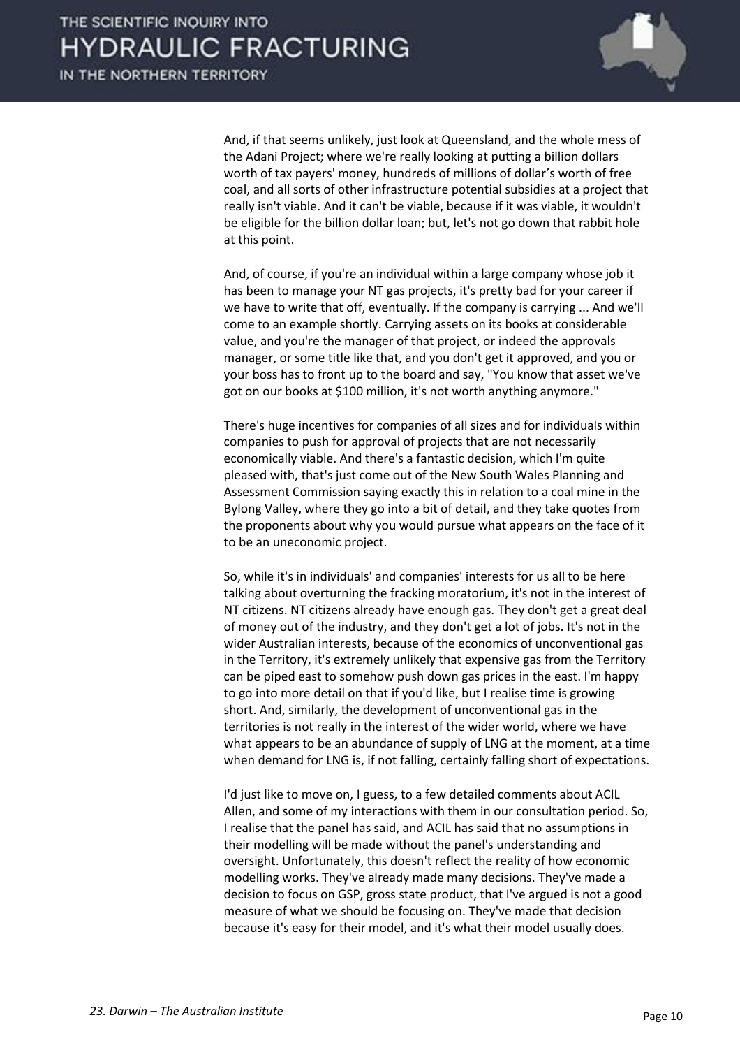And, if that seems unlikely, just look at Queensland, and the whole mess of the Adani Project; where we're really looking at putting a billion dollars worth of tax payers' money, hundreds of millions of dollar's worth of free coal, and all sorts of other infrastructure potential subsidies at a project that really isn't viable. And it can't be viable, because if it was viable, it wouldn't be eligible for the billion dollar loan; but, let's not go down that rabbit hole at this point.

And, of course, if you're an individual within a large company whose job it has been to manage your NT gas projects, it's pretty bad for your career if we have to write that off, eventually. If the company is carrying ... And we'll come to an example shortly. Carrying assets on its books at considerable value, and you're the manager of that project, or indeed the approvals manager, or some title like that, and you don't get it approved, and you or your boss has to front up to the board and say, "You know that asset we've got on our books at $100 million, it's not worth anything anymore."

There's huge incentives for companies of all sizes and for individuals within companies to push for approval of projects that are not necessarily economically viable. And there's a fantastic decision, which I'm quite pleased with, that's just come out of the New South Wales Planning and Assessment Commission saying exactly this in relation to a coal mine in the Bylong Valley, where they go into a bit of detail, and they take quotes from the proponents about why you would pursue what appears on the face of it to be an uneconomic project.

So, while it's in individuals' and companies' interests for us all to be here talking about overturning the fracking moratorium, it's not in the interest of NT citizens. NT citizens already have enough gas. They don't get a great deal of money out of the industry, and they don't get a lot of jobs. It's not in the wider Australian interests, because of the economics of unconventional gas in the Territory, it's extremely unlikely that expensive gas from the Territory can be piped east to somehow push down gas prices in the east. I'm happy to go into more detail on that if you'd like, but I realise time is growing short. And, similarly, the development of unconventional gas in the territories is not really in the interest of the wider world, where we have what appears to be an abundance of supply of LNG at the moment, at a time when demand for LNG is, if not falling, certainly falling short of expectations.

I'd just like to move on, I guess, to a few detailed comments about ACIL Allen, and some of my interactions with them in our consultation period. So, I realise that the panel has said, and ACIL has said that no assumptions in their modelling will be made without the panel's understanding and oversight. Unfortunately, this doesn't reflect the reality of how economic modelling works. They've already made many decisions. They've made a decision to focus on GSP, gross state product, that I've argued is not a good measure of what we should be focusing on. They've made that decision because it's easy for their model, and it's what their model usually does.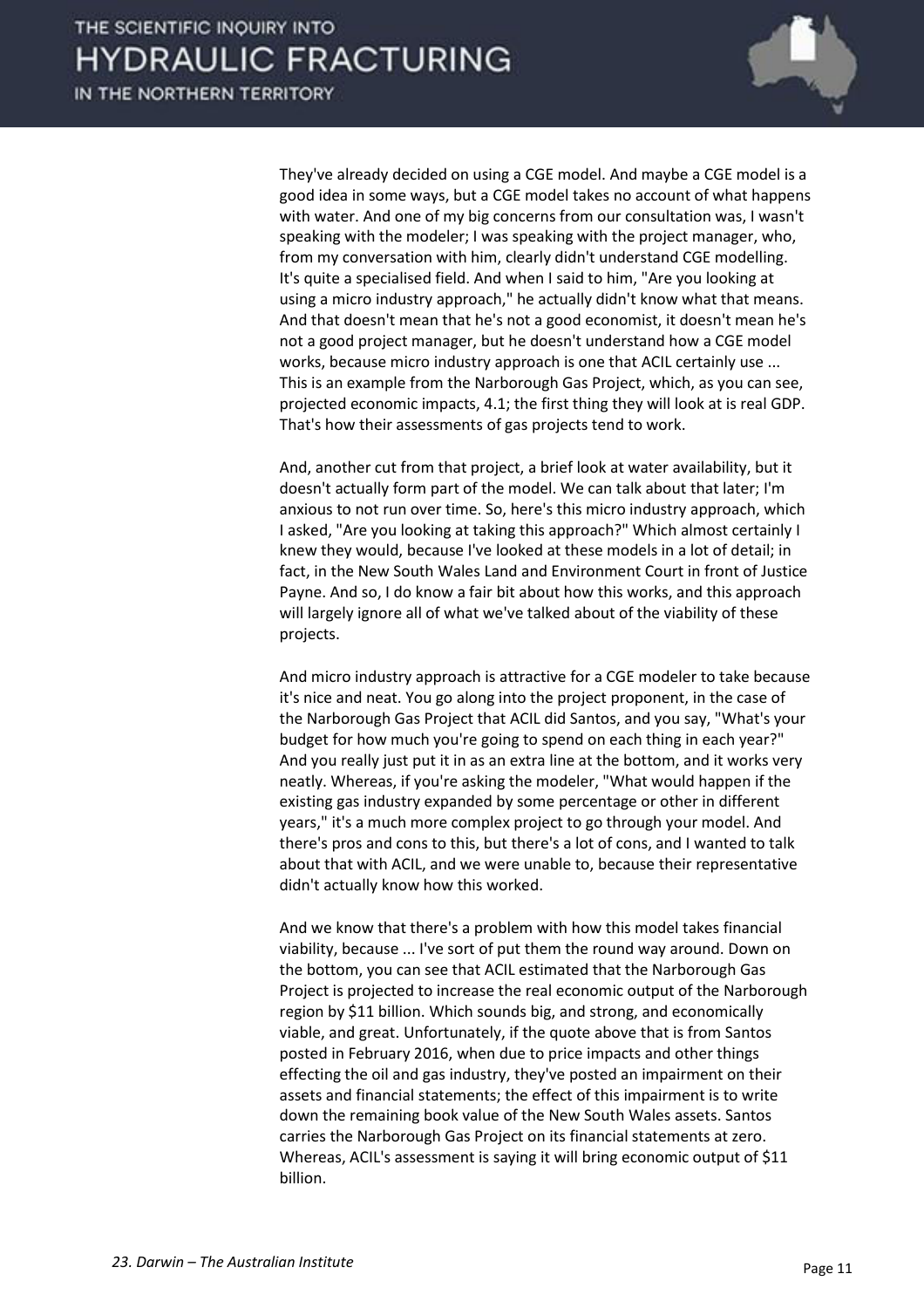They've already decided on using a CGE model. And maybe a CGE model is a good idea in some ways, but a CGE model takes no account of what happens with water. And one of my big concerns from our consultation was, I wasn't speaking with the modeler; I was speaking with the project manager, who, from my conversation with him, clearly didn't understand CGE modelling. It's quite a specialised field. And when I said to him, "Are you looking at using a micro industry approach," he actually didn't know what that means. And that doesn't mean that he's not a good economist, it doesn't mean he's not a good project manager, but he doesn't understand how a CGE model works, because micro industry approach is one that ACIL certainly use ... This is an example from the Narborough Gas Project, which, as you can see, projected economic impacts, 4.1; the first thing they will look at is real GDP. That's how their assessments of gas projects tend to work.

And, another cut from that project, a brief look at water availability, but it doesn't actually form part of the model. We can talk about that later; I'm anxious to not run over time. So, here's this micro industry approach, which I asked, "Are you looking at taking this approach?" Which almost certainly I knew they would, because I've looked at these models in a lot of detail; in fact, in the New South Wales Land and Environment Court in front of Justice Payne. And so, I do know a fair bit about how this works, and this approach will largely ignore all of what we've talked about of the viability of these projects.

And micro industry approach is attractive for a CGE modeler to take because it's nice and neat. You go along into the project proponent, in the case of the Narborough Gas Project that ACIL did Santos, and you say, "What's your budget for how much you're going to spend on each thing in each year?" And you really just put it in as an extra line at the bottom, and it works very neatly. Whereas, if you're asking the modeler, "What would happen if the existing gas industry expanded by some percentage or other in different years," it's a much more complex project to go through your model. And there's pros and cons to this, but there's a lot of cons, and I wanted to talk about that with ACIL, and we were unable to, because their representative didn't actually know how this worked.

And we know that there's a problem with how this model takes financial viability, because ... I've sort of put them the round way around. Down on the bottom, you can see that ACIL estimated that the Narborough Gas Project is projected to increase the real economic output of the Narborough region by $11 billion. Which sounds big, and strong, and economically viable, and great. Unfortunately, if the quote above that is from Santos posted in February 2016, when due to price impacts and other things effecting the oil and gas industry, they've posted an impairment on their assets and financial statements; the effect of this impairment is to write down the remaining book value of the New South Wales assets. Santos carries the Narborough Gas Project on its financial statements at zero. Whereas, ACIL's assessment is saying it will bring economic output of $11 billion.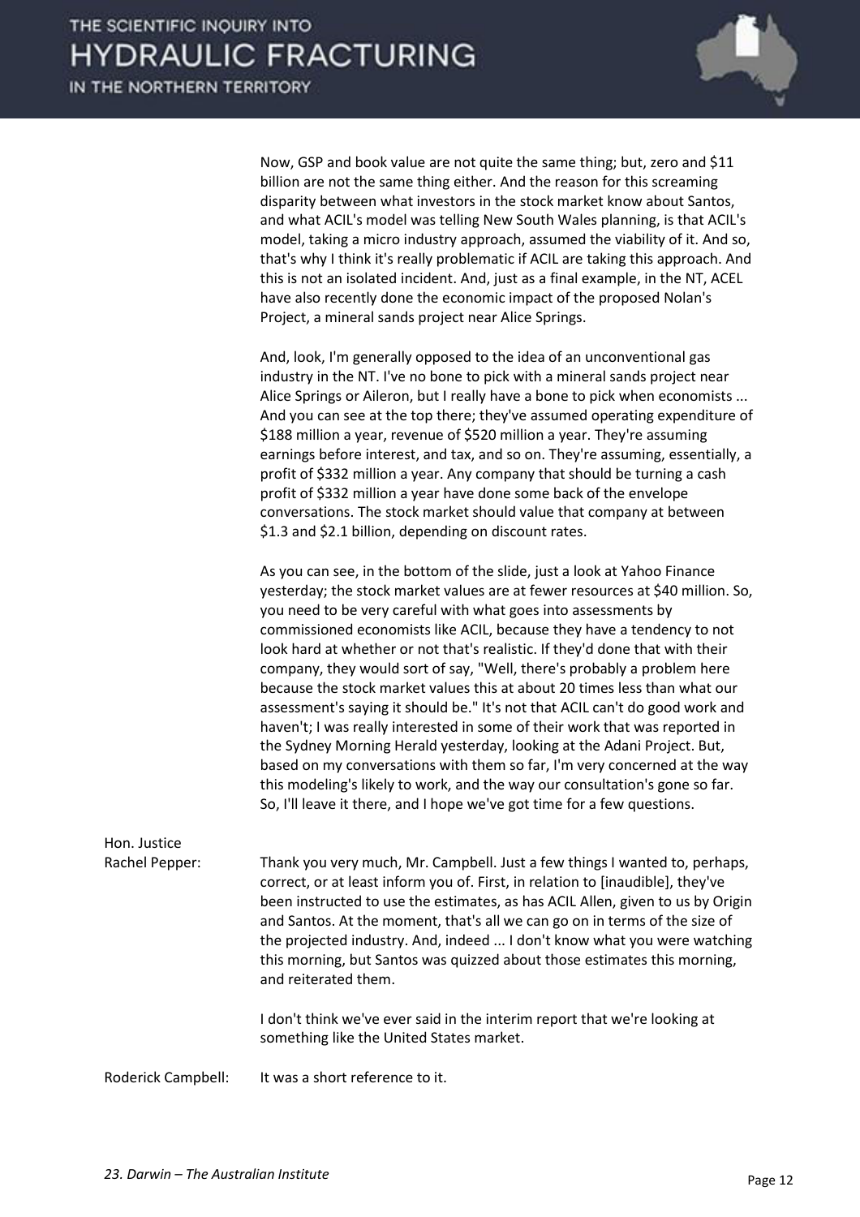Now, GSP and book value are not quite the same thing; but, zero and $11 billion are not the same thing either. And the reason for this screaming disparity between what investors in the stock market know about Santos, and what ACIL's model was telling New South Wales planning, is that ACIL's model, taking a micro industry approach, assumed the viability of it. And so, that's why I think it's really problematic if ACIL are taking this approach. And this is not an isolated incident. And, just as a final example, in the NT, ACEL have also recently done the economic impact of the proposed Nolan's Project, a mineral sands project near Alice Springs.

And, look, I'm generally opposed to the idea of an unconventional gas industry in the NT. I've no bone to pick with a mineral sands project near Alice Springs or Aileron, but I really have a bone to pick when economists ... And you can see at the top there; they've assumed operating expenditure of $188 million a year, revenue of $520 million a year. They're assuming earnings before interest, and tax, and so on. They're assuming, essentially, a profit of $332 million a year. Any company that should be turning a cash profit of $332 million a year have done some back of the envelope conversations. The stock market should value that company at between $1.3 and $2.1 billion, depending on discount rates.

As you can see, in the bottom of the slide, just a look at Yahoo Finance yesterday; the stock market values are at fewer resources at $40 million. So, you need to be very careful with what goes into assessments by commissioned economists like ACIL, because they have a tendency to not look hard at whether or not that's realistic. If they'd done that with their company, they would sort of say, "Well, there's probably a problem here because the stock market values this at about 20 times less than what our assessment's saying it should be." It's not that ACIL can't do good work and haven't; I was really interested in some of their work that was reported in the Sydney Morning Herald yesterday, looking at the Adani Project. But, based on my conversations with them so far, I'm very concerned at the way this modeling's likely to work, and the way our consultation's gone so far. So, I'll leave it there, and I hope we've got time for a few questions.

**Hon. Justice Rachel Pepper:** Thank you very much, Mr. Campbell. Just a few things I wanted to, perhaps, correct, or at least inform you of. First, in relation to [inaudible], they've been instructed to use the estimates, as has ACIL Allen, given to us by Origin and Santos. At the moment, that's all we can go on in terms of the size of the projected industry. And, indeed ... I don't know what you were watching this morning, but Santos was quizzed about those estimates this morning, and reiterated them.

I don't think we've ever said in the interim report that we're looking at something like the United States market.

**Roderick Campbell:** It was a short reference to it.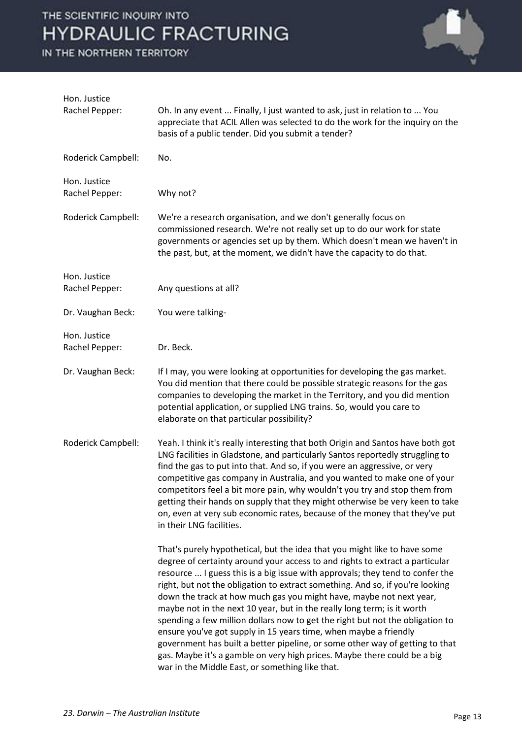**Hon. Justice Rachel Pepper:** Oh. In any event ... Finally, I just wanted to ask, just in relation to ... You appreciate that ACIL Allen was selected to do the work for the inquiry on the basis of a public tender. Did you submit a tender?

**Roderick Campbell:** No.

**Hon. Justice Rachel Pepper:** Why not?

**Roderick Campbell:** We're a research organisation, and we don't generally focus on commissioned research. We're not really set up to do our work for state governments or agencies set up by them. Which doesn't mean we haven't in the past, but, at the moment, we didn't have the capacity to do that.

**Hon. Justice Rachel Pepper:** Any questions at all?

**Dr. Vaughan Beck:** You were talking-

**Hon. Justice Rachel Pepper:** Dr. Beck.

**Dr. Vaughan Beck:** If I may, you were looking at opportunities for developing the gas market. You did mention that there could be possible strategic reasons for the gas companies to developing the market in the Territory, and you did mention potential application, or supplied LNG trains. So, would you care to elaborate on that particular possibility?

**Roderick Campbell:** Yeah. I think it's really interesting that both Origin and Santos have both got LNG facilities in Gladstone, and particularly Santos reportedly struggling to find the gas to put into that. And so, if you were an aggressive, or very competitive gas company in Australia, and you wanted to make one of your competitors feel a bit more pain, why wouldn't you try and stop them from getting their hands on supply that they might otherwise be very keen to take on, even at very sub economic rates, because of the money that they've put in their LNG facilities.

That's purely hypothetical, but the idea that you might like to have some degree of certainty around your access to and rights to extract a particular resource ... I guess this is a big issue with approvals; they tend to confer the right, but not the obligation to extract something. And so, if you're looking down the track at how much gas you might have, maybe not next year, maybe not in the next 10 year, but in the really long term; is it worth spending a few million dollars now to get the right but not the obligation to ensure you've got supply in 15 years time, when maybe a friendly government has built a better pipeline, or some other way of getting to that gas. Maybe it's a gamble on very high prices. Maybe there could be a big war in the Middle East, or something like that.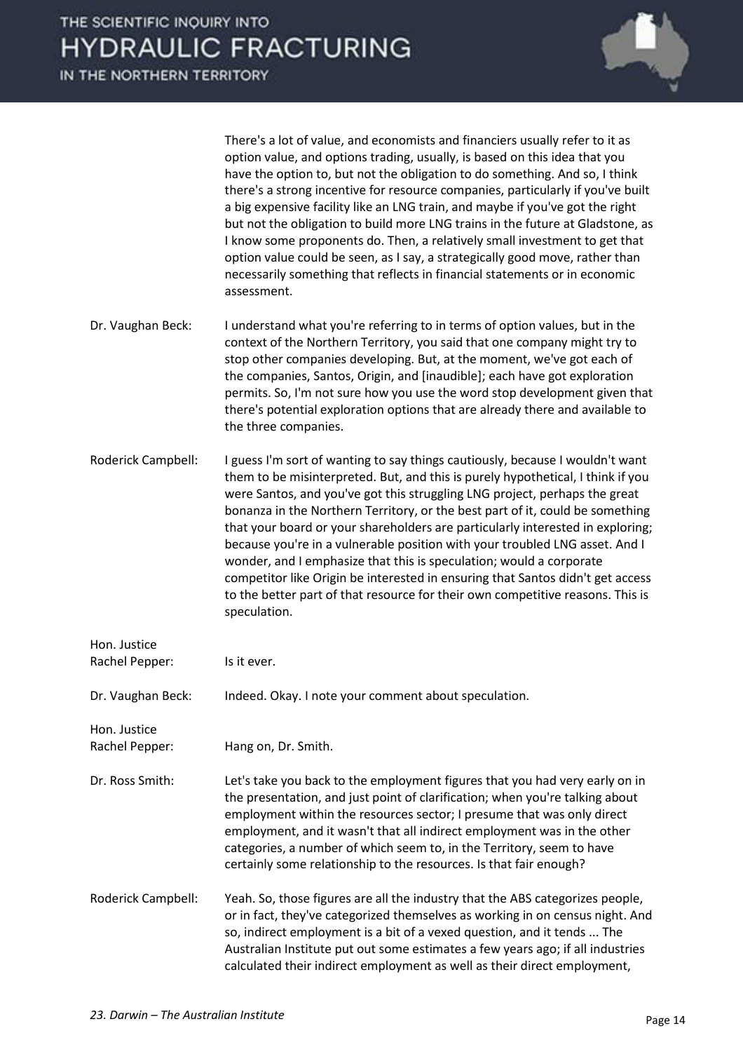There's a lot of value, and economists and financiers usually refer to it as option value, and options trading, usually, is based on this idea that you have the option to, but not the obligation to do something. And so, I think there's a strong incentive for resource companies, particularly if you've built a big expensive facility like an LNG train, and maybe if you've got the right but not the obligation to build more LNG trains in the future at Gladstone, as I know some proponents do. Then, a relatively small investment to get that option value could be seen, as I say, a strategically good move, rather than necessarily something that reflects in financial statements or in economic assessment.

**Dr. Vaughan Beck:** I understand what you're referring to in terms of option values, but in the context of the Northern Territory, you said that one company might try to stop other companies developing. But, at the moment, we've got each of the companies, Santos, Origin, and [inaudible]; each have got exploration permits. So, I'm not sure how you use the word stop development given that there's potential exploration options that are already there and available to the three companies.

**Roderick Campbell:** I guess I'm sort of wanting to say things cautiously, because I wouldn't want them to be misinterpreted. But, and this is purely hypothetical, I think if you were Santos, and you've got this struggling LNG project, perhaps the great bonanza in the Northern Territory, or the best part of it, could be something that your board or your shareholders are particularly interested in exploring; because you're in a vulnerable position with your troubled LNG asset. And I wonder, and I emphasize that this is speculation; would a corporate competitor like Origin be interested in ensuring that Santos didn't get access to the better part of that resource for their own competitive reasons. This is speculation.

**Hon. Justice Rachel Pepper:** Is it ever.

**Dr. Vaughan Beck:** Indeed. Okay. I note your comment about speculation.

**Hon. Justice Rachel Pepper:** Hang on, Dr. Smith.

**Dr. Ross Smith:** Let's take you back to the employment figures that you had very early on in the presentation, and just point of clarification; when you're talking about employment within the resources sector; I presume that was only direct employment, and it wasn't that all indirect employment was in the other categories, a number of which seem to, in the Territory, seem to have certainly some relationship to the resources. Is that fair enough?

**Roderick Campbell:** Yeah. So, those figures are all the industry that the ABS categorizes people, or in fact, they've categorized themselves as working in on census night. And so, indirect employment is a bit of a vexed question, and it tends ... The Australian Institute put out some estimates a few years ago; if all industries calculated their indirect employment as well as their direct employment,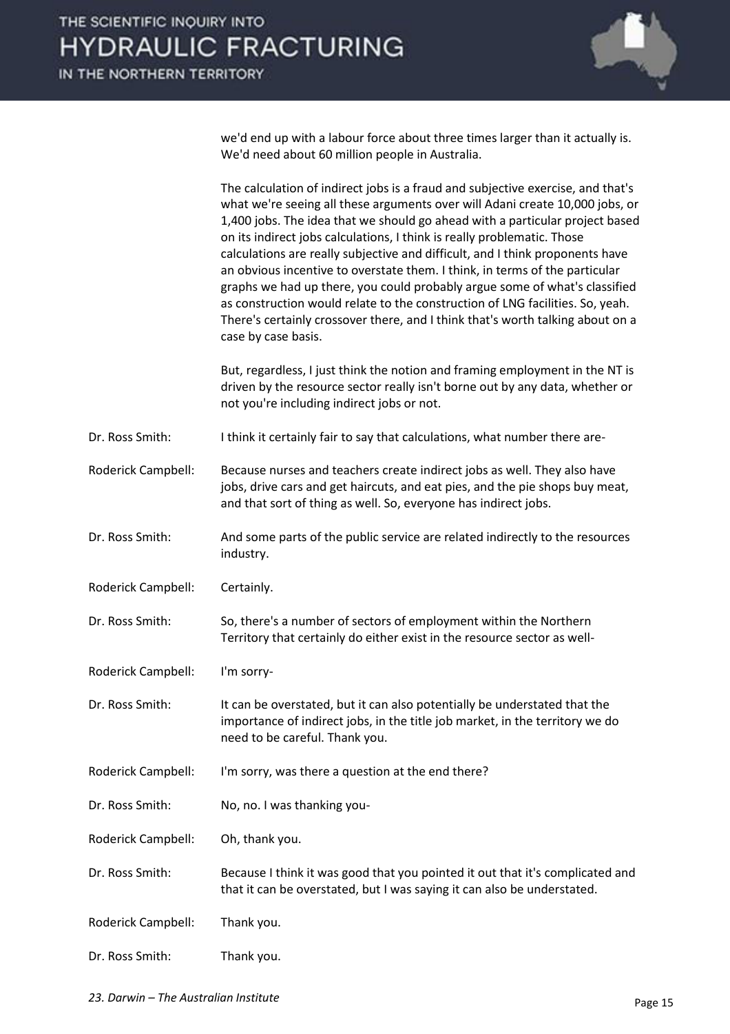we'd end up with a labour force about three times larger than it actually is. We'd need about 60 million people in Australia.

The calculation of indirect jobs is a fraud and subjective exercise, and that's what we're seeing all these arguments over will Adani create 10,000 jobs, or 1,400 jobs. The idea that we should go ahead with a particular project based on its indirect jobs calculations, I think is really problematic. Those calculations are really subjective and difficult, and I think proponents have an obvious incentive to overstate them. I think, in terms of the particular graphs we had up there, you could probably argue some of what's classified as construction would relate to the construction of LNG facilities. So, yeah. There's certainly crossover there, and I think that's worth talking about on a case by case basis.

But, regardless, I just think the notion and framing employment in the NT is driven by the resource sector really isn't borne out by any data, whether or not you're including indirect jobs or not.

| | |
|---|---|
| Dr. Ross Smith: | I think it certainly fair to say that calculations, what number there are- |
| Roderick Campbell: | Because nurses and teachers create indirect jobs as well. They also have jobs, drive cars and get haircuts, and eat pies, and the pie shops buy meat, and that sort of thing as well. So, everyone has indirect jobs. |
| Dr. Ross Smith: | And some parts of the public service are related indirectly to the resources industry. |
| Roderick Campbell: | Certainly. |
| Dr. Ross Smith: | So, there's a number of sectors of employment within the Northern Territory that certainly do either exist in the resource sector as well- |
| Roderick Campbell: | I'm sorry- |
| Dr. Ross Smith: | It can be overstated, but it can also potentially be understated that the importance of indirect jobs, in the title job market, in the territory we do need to be careful. Thank you. |
| Roderick Campbell: | I'm sorry, was there a question at the end there? |
| Dr. Ross Smith: | No, no. I was thanking you- |
| Roderick Campbell: | Oh, thank you. |
| Dr. Ross Smith: | Because I think it was good that you pointed it out that it's complicated and that it can be overstated, but I was saying it can also be understated. |
| Roderick Campbell: | Thank you. |
| Dr. Ross Smith: | Thank you. |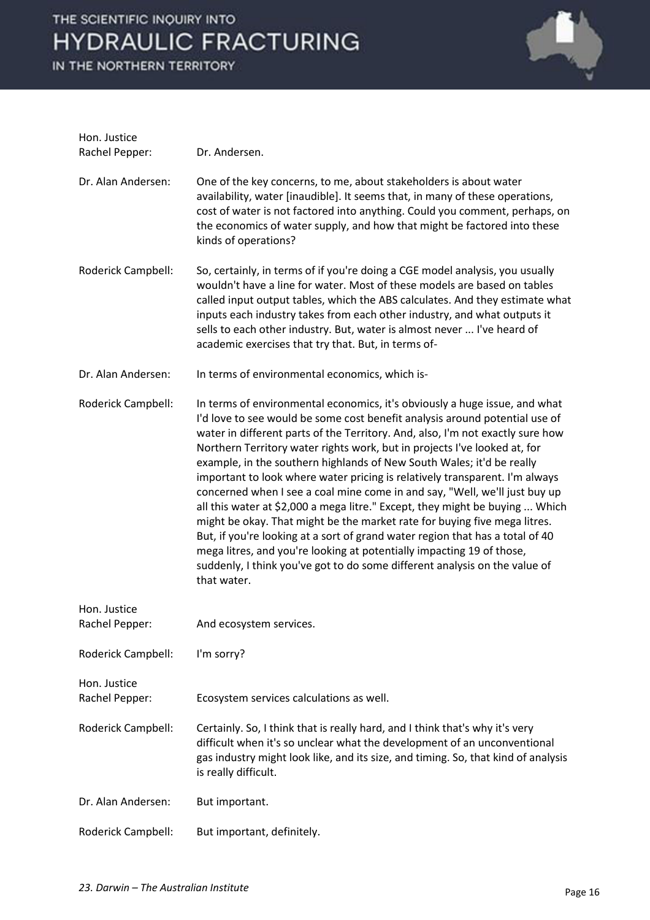Hon. Justice Rachel Pepper: Dr. Andersen.

Dr. Alan Andersen: One of the key concerns, to me, about stakeholders is about water availability, water [inaudible]. It seems that, in many of these operations, cost of water is not factored into anything. Could you comment, perhaps, on the economics of water supply, and how that might be factored into these kinds of operations?

Roderick Campbell: So, certainly, in terms of if you're doing a CGE model analysis, you usually wouldn't have a line for water. Most of these models are based on tables called input output tables, which the ABS calculates. And they estimate what inputs each industry takes from each other industry, and what outputs it sells to each other industry. But, water is almost never ... I've heard of academic exercises that try that. But, in terms of-

Dr. Alan Andersen: In terms of environmental economics, which is-

Roderick Campbell: In terms of environmental economics, it's obviously a huge issue, and what I'd love to see would be some cost benefit analysis around potential use of water in different parts of the Territory. And, also, I'm not exactly sure how Northern Territory water rights work, but in projects I've looked at, for example, in the southern highlands of New South Wales; it'd be really important to look where water pricing is relatively transparent. I'm always concerned when I see a coal mine come in and say, "Well, we'll just buy up all this water at $2,000 a mega litre." Except, they might be buying ... Which might be okay. That might be the market rate for buying five mega litres. But, if you're looking at a sort of grand water region that has a total of 40 mega litres, and you're looking at potentially impacting 19 of those, suddenly, I think you've got to do some different analysis on the value of that water.

Hon. Justice Rachel Pepper: And ecosystem services.

Roderick Campbell: I'm sorry?

Hon. Justice Rachel Pepper: Ecosystem services calculations as well.

Roderick Campbell: Certainly. So, I think that is really hard, and I think that's why it's very difficult when it's so unclear what the development of an unconventional gas industry might look like, and its size, and timing. So, that kind of analysis is really difficult.

Dr. Alan Andersen: But important.

Roderick Campbell: But important, definitely.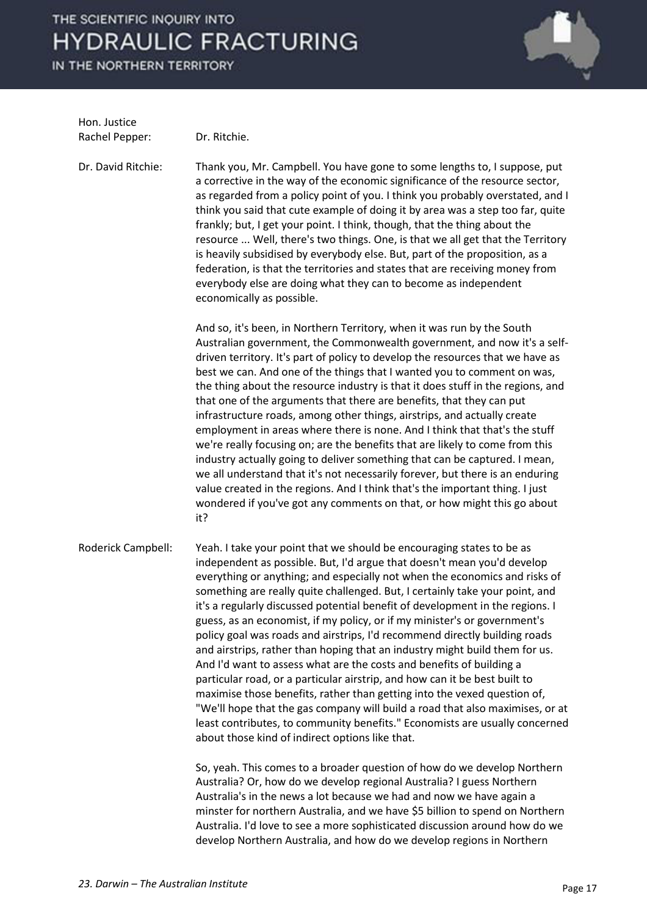**Hon. Justice Rachel Pepper:** Dr. Ritchie.

**Dr. David Ritchie:** Thank you, Mr. Campbell. You have gone to some lengths to, I suppose, put a corrective in the way of the economic significance of the resource sector, as regarded from a policy point of you. I think you probably overstated, and I think you said that cute example of doing it by area was a step too far, quite frankly; but, I get your point. I think, though, that the thing about the resource ... Well, there's two things. One, is that we all get that the Territory is heavily subsidised by everybody else. But, part of the proposition, as a federation, is that the territories and states that are receiving money from everybody else are doing what they can to become as independent economically as possible.

And so, it's been, in Northern Territory, when it was run by the South Australian government, the Commonwealth government, and now it's a self-driven territory. It's part of policy to develop the resources that we have as best we can. And one of the things that I wanted you to comment on was, the thing about the resource industry is that it does stuff in the regions, and that one of the arguments that there are benefits, that they can put infrastructure roads, among other things, airstrips, and actually create employment in areas where there is none. And I think that that's the stuff we're really focusing on; are the benefits that are likely to come from this industry actually going to deliver something that can be captured. I mean, we all understand that it's not necessarily forever, but there is an enduring value created in the regions. And I think that's the important thing. I just wondered if you've got any comments on that, or how might this go about it?

**Roderick Campbell:** Yeah. I take your point that we should be encouraging states to be as independent as possible. But, I'd argue that doesn't mean you'd develop everything or anything; and especially not when the economics and risks of something are really quite challenged. But, I certainly take your point, and it's a regularly discussed potential benefit of development in the regions. I guess, as an economist, if my policy, or if my minister's or government's policy goal was roads and airstrips, I'd recommend directly building roads and airstrips, rather than hoping that an industry might build them for us. And I'd want to assess what are the costs and benefits of building a particular road, or a particular airstrip, and how can it be best built to maximise those benefits, rather than getting into the vexed question of, "We'll hope that the gas company will build a road that also maximises, or at least contributes, to community benefits." Economists are usually concerned about those kind of indirect options like that.

So, yeah. This comes to a broader question of how do we develop Northern Australia? Or, how do we develop regional Australia? I guess Northern Australia's in the news a lot because we had and now we have again a minster for northern Australia, and we have $5 billion to spend on Northern Australia. I'd love to see a more sophisticated discussion around how do we develop Northern Australia, and how do we develop regions in Northern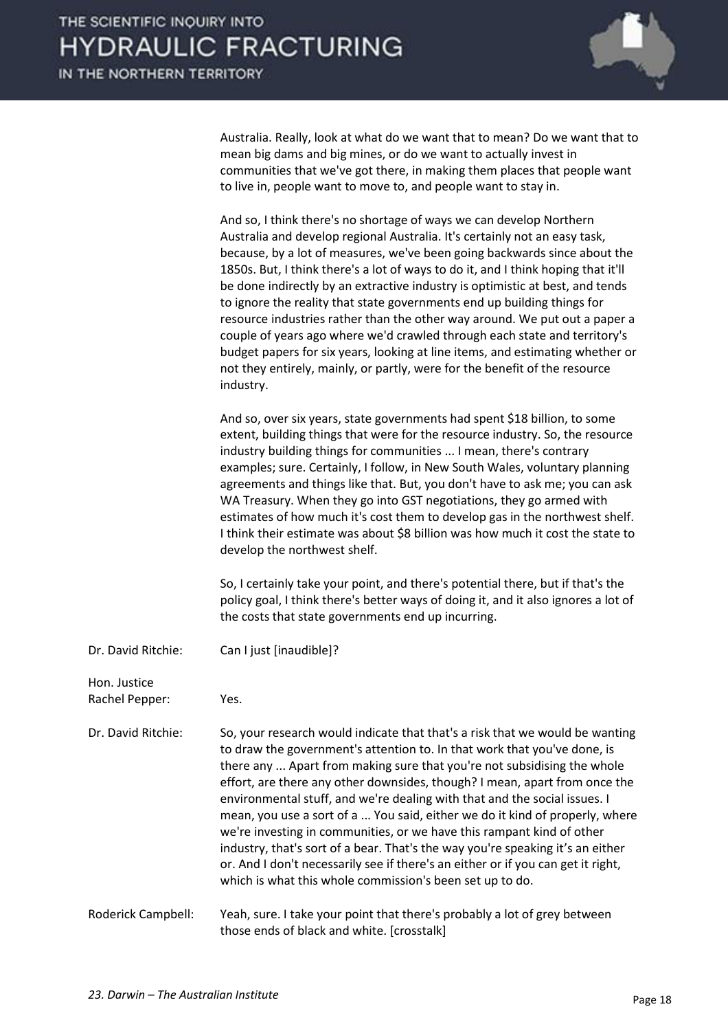Australia. Really, look at what do we want that to mean? Do we want that to mean big dams and big mines, or do we want to actually invest in communities that we've got there, in making them places that people want to live in, people want to move to, and people want to stay in.

And so, I think there's no shortage of ways we can develop Northern Australia and develop regional Australia. It's certainly not an easy task, because, by a lot of measures, we've been going backwards since about the 1850s. But, I think there's a lot of ways to do it, and I think hoping that it'll be done indirectly by an extractive industry is optimistic at best, and tends to ignore the reality that state governments end up building things for resource industries rather than the other way around. We put out a paper a couple of years ago where we'd crawled through each state and territory's budget papers for six years, looking at line items, and estimating whether or not they entirely, mainly, or partly, were for the benefit of the resource industry.

And so, over six years, state governments had spent $18 billion, to some extent, building things that were for the resource industry. So, the resource industry building things for communities ... I mean, there's contrary examples; sure. Certainly, I follow, in New South Wales, voluntary planning agreements and things like that. But, you don't have to ask me; you can ask WA Treasury. When they go into GST negotiations, they go armed with estimates of how much it's cost them to develop gas in the northwest shelf. I think their estimate was about $8 billion was how much it cost the state to develop the northwest shelf.

So, I certainly take your point, and there's potential there, but if that's the policy goal, I think there's better ways of doing it, and it also ignores a lot of the costs that state governments end up incurring.

**Dr. David Ritchie:** Can I just [inaudible]?

**Hon. Justice Rachel Pepper:** Yes.

**Dr. David Ritchie:** So, your research would indicate that that's a risk that we would be wanting to draw the government's attention to. In that work that you've done, is there any ... Apart from making sure that you're not subsidising the whole effort, are there any other downsides, though? I mean, apart from once the environmental stuff, and we're dealing with that and the social issues. I mean, you use a sort of a ... You said, either we do it kind of properly, where we're investing in communities, or we have this rampant kind of other industry, that's sort of a bear. That's the way you're speaking it's an either or. And I don't necessarily see if there's an either or if you can get it right, which is what this whole commission's been set up to do.

**Roderick Campbell:** Yeah, sure. I take your point that there's probably a lot of grey between those ends of black and white. [crosstalk]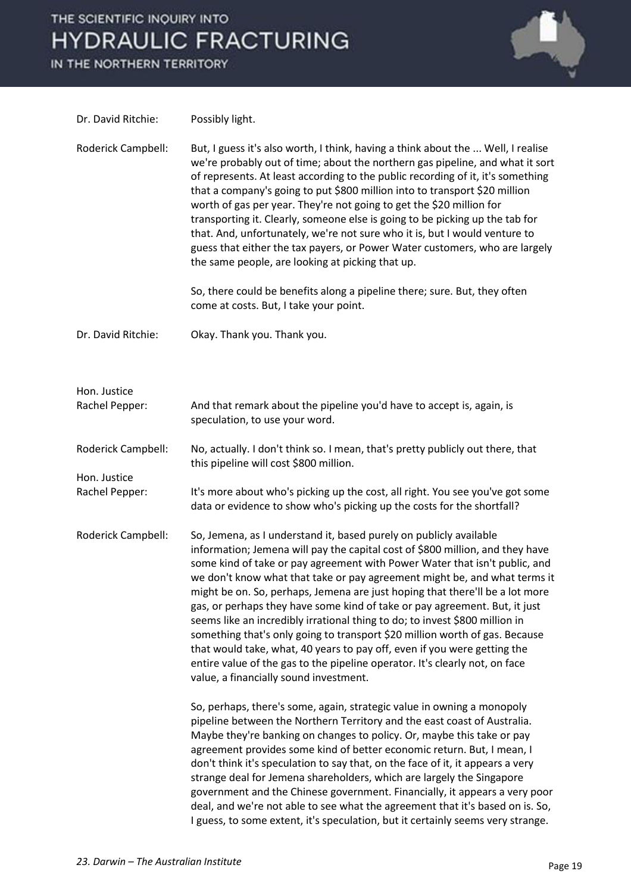Dr. David Ritchie: Possibly light.

Roderick Campbell: But, I guess it's also worth, I think, having a think about the ... Well, I realise we're probably out of time; about the northern gas pipeline, and what it sort of represents. At least according to the public recording of it, it's something that a company's going to put $800 million into to transport $20 million worth of gas per year. They're not going to get the $20 million for transporting it. Clearly, someone else is going to be picking up the tab for that. And, unfortunately, we're not sure who it is, but I would venture to guess that either the tax payers, or Power Water customers, who are largely the same people, are looking at picking that up.

So, there could be benefits along a pipeline there; sure. But, they often come at costs. But, I take your point.

Dr. David Ritchie: Okay. Thank you. Thank you.

Hon. Justice Rachel Pepper: And that remark about the pipeline you'd have to accept is, again, is speculation, to use your word.

Roderick Campbell: No, actually. I don't think so. I mean, that's pretty publicly out there, that this pipeline will cost $800 million.

Hon. Justice Rachel Pepper: It's more about who's picking up the cost, all right. You see you've got some data or evidence to show who's picking up the costs for the shortfall?

Roderick Campbell: So, Jemena, as I understand it, based purely on publicly available information; Jemena will pay the capital cost of $800 million, and they have some kind of take or pay agreement with Power Water that isn't public, and we don't know what that take or pay agreement might be, and what terms it might be on. So, perhaps, Jemena are just hoping that there'll be a lot more gas, or perhaps they have some kind of take or pay agreement. But, it just seems like an incredibly irrational thing to do; to invest $800 million in something that's only going to transport $20 million worth of gas. Because that would take, what, 40 years to pay off, even if you were getting the entire value of the gas to the pipeline operator. It's clearly not, on face value, a financially sound investment.

So, perhaps, there's some, again, strategic value in owning a monopoly pipeline between the Northern Territory and the east coast of Australia. Maybe they're banking on changes to policy. Or, maybe this take or pay agreement provides some kind of better economic return. But, I mean, I don't think it's speculation to say that, on the face of it, it appears a very strange deal for Jemena shareholders, which are largely the Singapore government and the Chinese government. Financially, it appears a very poor deal, and we're not able to see what the agreement that it's based on is. So, I guess, to some extent, it's speculation, but it certainly seems very strange.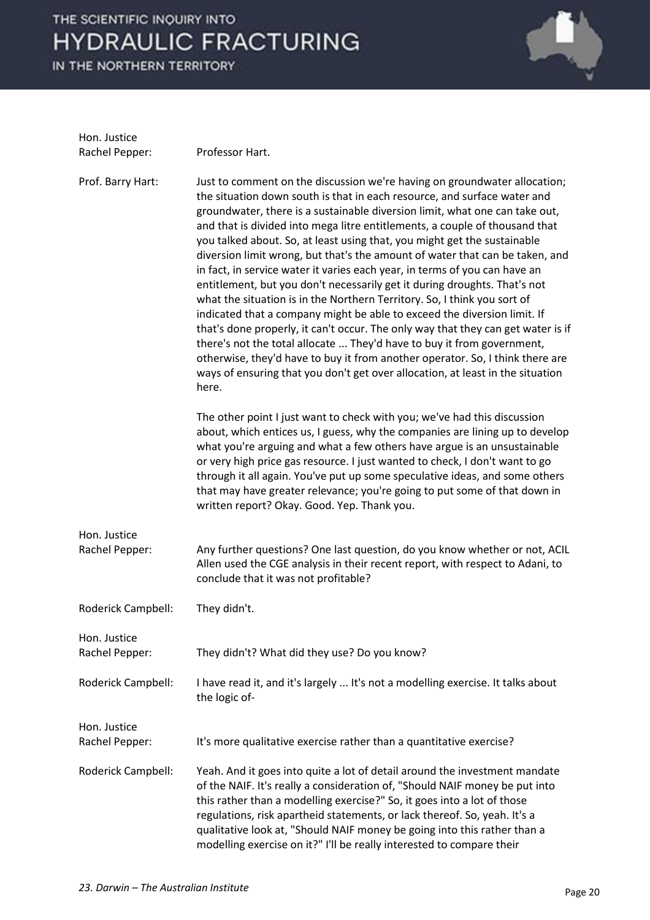**Hon. Justice Rachel Pepper:** Professor Hart.

**Prof. Barry Hart:** Just to comment on the discussion we're having on groundwater allocation; the situation down south is that in each resource, and surface water and groundwater, there is a sustainable diversion limit, what one can take out, and that is divided into mega litre entitlements, a couple of thousand that you talked about. So, at least using that, you might get the sustainable diversion limit wrong, but that's the amount of water that can be taken, and in fact, in service water it varies each year, in terms of you can have an entitlement, but you don't necessarily get it during droughts. That's not what the situation is in the Northern Territory. So, I think you sort of indicated that a company might be able to exceed the diversion limit. If that's done properly, it can't occur. The only way that they can get water is if there's not the total allocate ... They'd have to buy it from government, otherwise, they'd have to buy it from another operator. So, I think there are ways of ensuring that you don't get over allocation, at least in the situation here.

The other point I just want to check with you; we've had this discussion about, which entices us, I guess, why the companies are lining up to develop what you're arguing and what a few others have argue is an unsustainable or very high price gas resource. I just wanted to check, I don't want to go through it all again. You've put up some speculative ideas, and some others that may have greater relevance; you're going to put some of that down in written report? Okay. Good. Yep. Thank you.

**Hon. Justice Rachel Pepper:** Any further questions? One last question, do you know whether or not, ACIL Allen used the CGE analysis in their recent report, with respect to Adani, to conclude that it was not profitable?

**Roderick Campbell:** They didn't.

**Hon. Justice Rachel Pepper:** They didn't? What did they use? Do you know?

**Roderick Campbell:** I have read it, and it's largely ... It's not a modelling exercise. It talks about the logic of-

**Hon. Justice Rachel Pepper:** It's more qualitative exercise rather than a quantitative exercise?

**Roderick Campbell:** Yeah. And it goes into quite a lot of detail around the investment mandate of the NAIF. It's really a consideration of, "Should NAIF money be put into this rather than a modelling exercise?" So, it goes into a lot of those regulations, risk apartheid statements, or lack thereof. So, yeah. It's a qualitative look at, "Should NAIF money be going into this rather than a modelling exercise on it?" I'll be really interested to compare their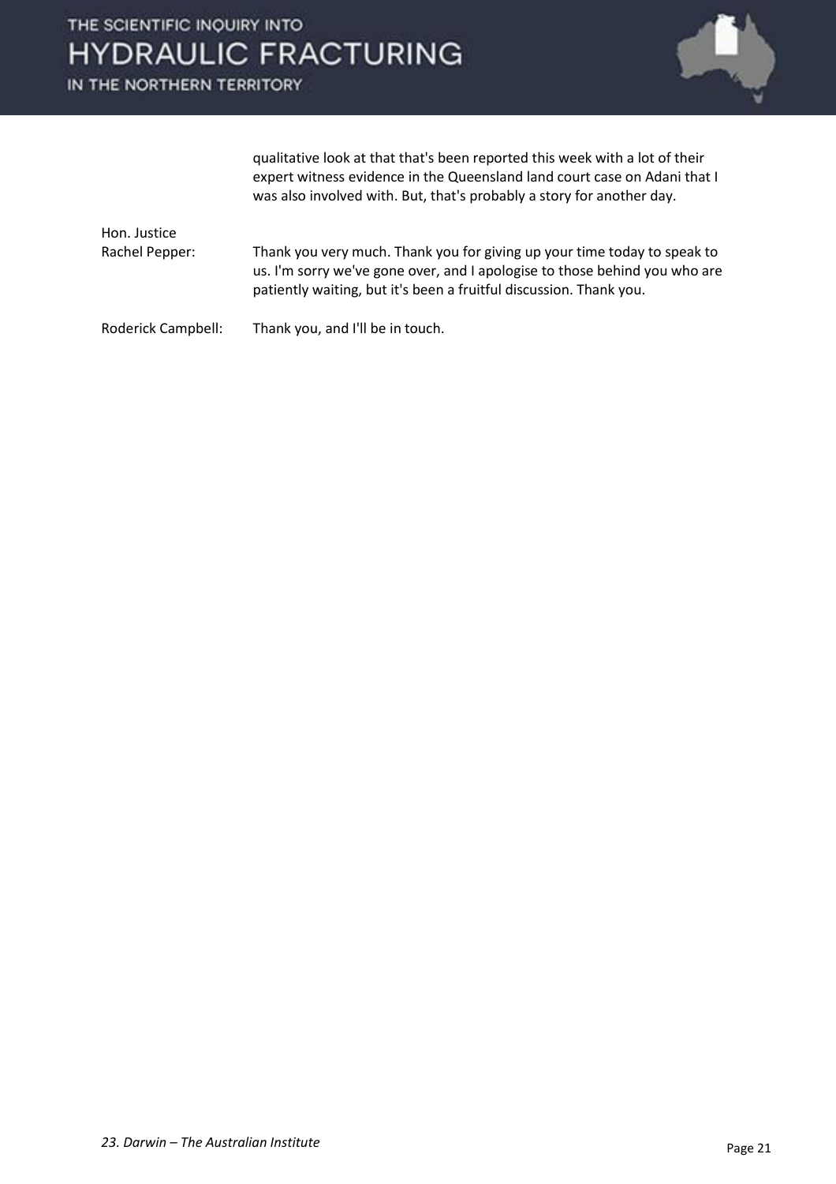qualitative look at that that's been reported this week with a lot of their expert witness evidence in the Queensland land court case on Adani that I was also involved with. But, that's probably a story for another day.

Hon. Justice Rachel Pepper: Thank you very much. Thank you for giving up your time today to speak to us. I'm sorry we've gone over, and I apologise to those behind you who are patiently waiting, but it's been a fruitful discussion. Thank you.

Roderick Campbell: Thank you, and I'll be in touch.